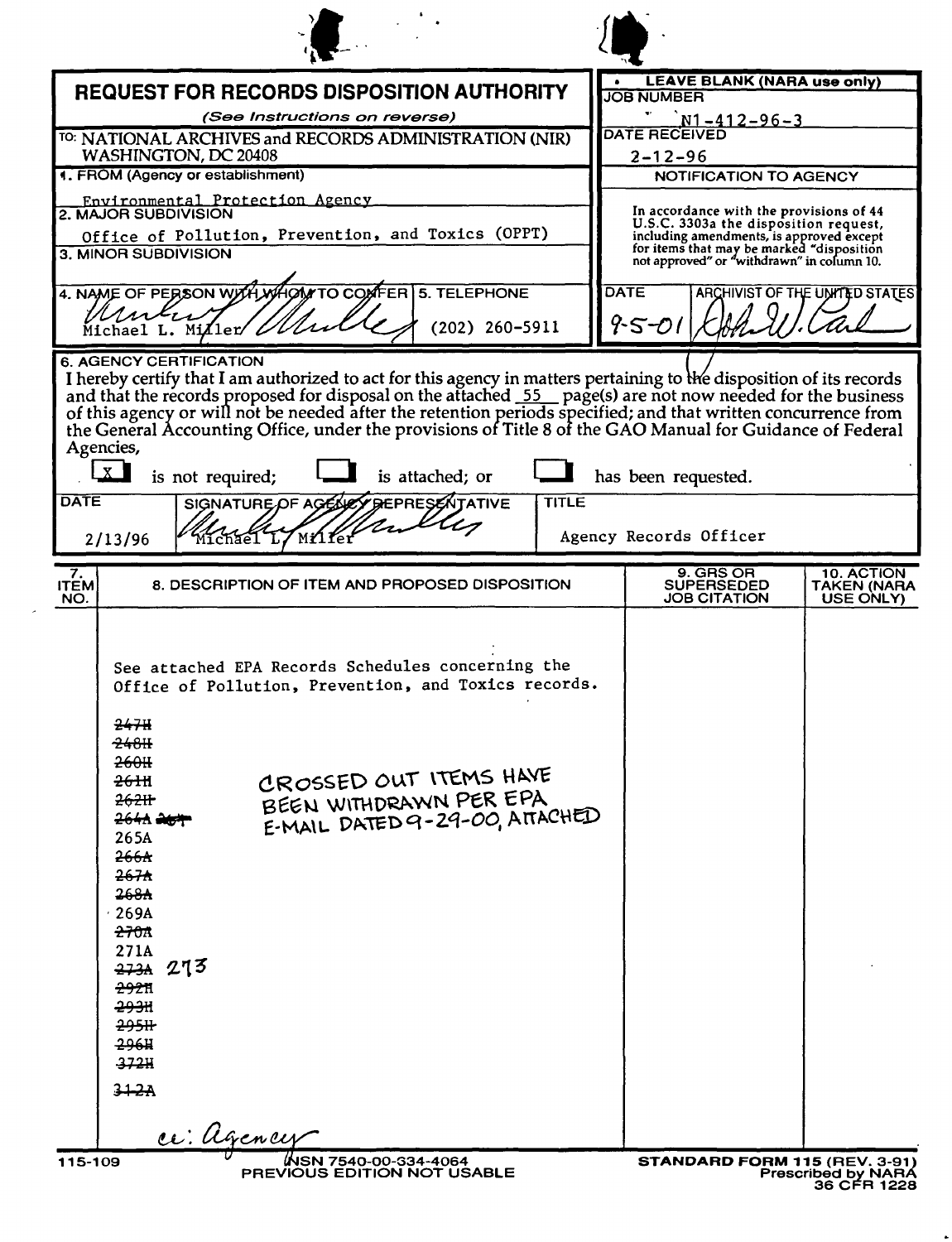# REQUEST FOR RECORDS DISPOSITION AUTHORITY

*(See Instructions on reverse)*

TO: NATIONAL ARCHIVES and RECORDS ADMINISTRATION (NIR)
WASHINGTON, DC 20408

**LEAVE BLANK (NARA use only)**

JOB NUMBER: N1-412-96-3

DATE RECEIVED: 2-12-96

NOTIFICATION TO AGENCY

In accordance with the provisions of 44 U.S.C. 3303a the disposition request, including amendments, is approved except for items that may be marked "disposition not approved" or "withdrawn" in column 10.

DATE: 9-5-01

ARCHIVIST OF THE UNITED STATES: [signature]

1. FROM (Agency or establishment)
Environmental Protection Agency

2. MAJOR SUBDIVISION
Office of Pollution, Prevention, and Toxics (OPPT)

3. MINOR SUBDIVISION

4. NAME OF PERSON WITH WHOM TO CONFER
Michael L. Miller

5. TELEPHONE
(202) 260-5911

6. AGENCY CERTIFICATION

I hereby certify that I am authorized to act for this agency in matters pertaining to the disposition of its records and that the records proposed for disposal on the attached 55 page(s) are not now needed for the business of this agency or will not be needed after the retention periods specified; and that written concurrence from the General Accounting Office, under the provisions of Title 8 of the GAO Manual for Guidance of Federal Agencies,

[X] is not required; [ ] is attached; or [ ] has been requested.

| DATE | SIGNATURE OF AGENCY REPRESENTATIVE | TITLE |
|---|---|---|
| 2/13/96 | Michael L. Miller | Agency Records Officer |

| 7. ITEM NO. | 8. DESCRIPTION OF ITEM AND PROPOSED DISPOSITION | 9. GRS OR SUPERSEDED JOB CITATION | 10. ACTION TAKEN (NARA USE ONLY) |
|---|---|---|---|
| | See attached EPA Records Schedules concerning the Office of Pollution, Prevention, and Toxics records. | | |

~~247H~~
~~248H~~
~~260H~~
~~261H~~
~~262H~~
~~264A~~
265A
~~266A~~
~~267A~~
~~268A~~
269A
~~270A~~
271A
~~273A~~ 273
~~292H~~
~~293H~~
~~295H~~
~~296H~~
~~372H~~
~~312A~~

CROSSED OUT ITEMS HAVE BEEN WITHDRAWN PER EPA E-MAIL DATED 9-29-00, ATTACHED

cc: Agency

115-109 NSN 7540-00-634-4064 PREVIOUS EDITION NOT USABLE

STANDARD FORM 115 (REV. 3-91) Prescribed by NARA 36 CFR 1228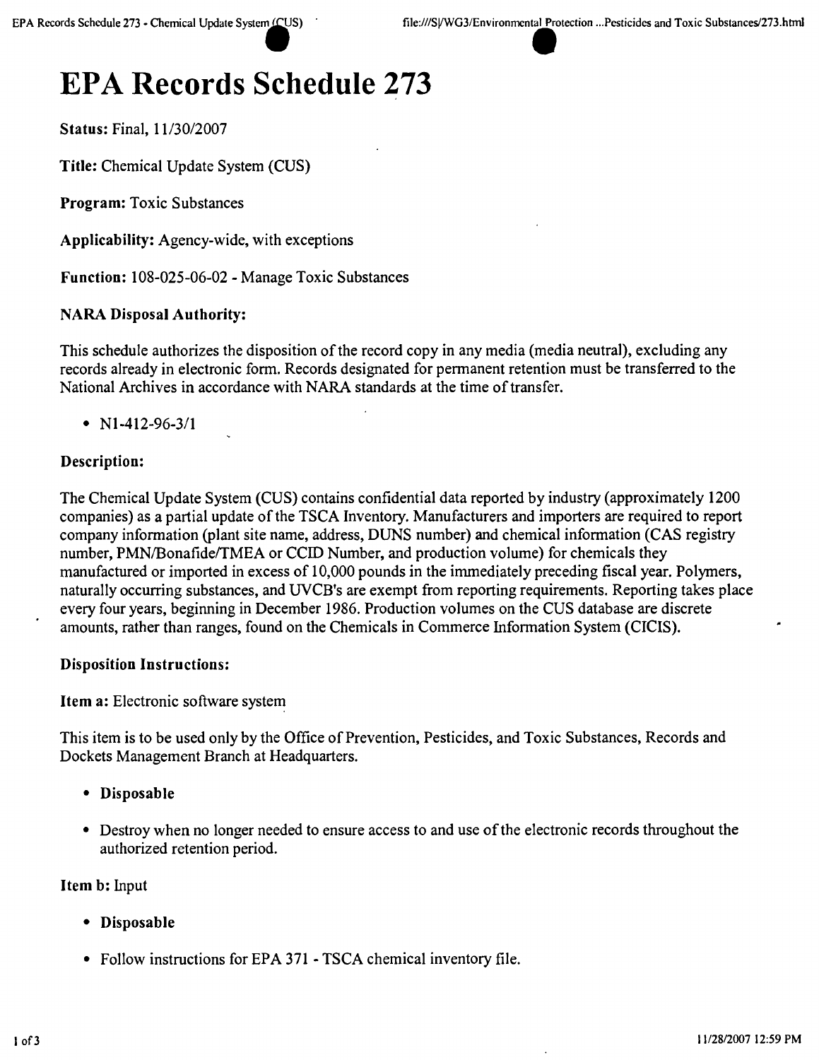# EPA Records Schedule 273

**Status:** Final, 11/30/2007

**Title:** Chemical Update System (CUS)

**Program:** Toxic Substances

**Applicability:** Agency-wide, with exceptions

**Function:** 108-025-06-02 - Manage Toxic Substances

**NARA Disposal Authority:**

This schedule authorizes the disposition of the record copy in any media (media neutral), excluding any records already in electronic form. Records designated for permanent retention must be transferred to the National Archives in accordance with NARA standards at the time of transfer.

- N1-412-96-3/1

**Description:**

The Chemical Update System (CUS) contains confidential data reported by industry (approximately 1200 companies) as a partial update of the TSCA Inventory. Manufacturers and importers are required to report company information (plant site name, address, DUNS number) and chemical information (CAS registry number, PMN/Bonafide/TMEA or CCID Number, and production volume) for chemicals they manufactured or imported in excess of 10,000 pounds in the immediately preceding fiscal year. Polymers, naturally occurring substances, and UVCB's are exempt from reporting requirements. Reporting takes place every four years, beginning in December 1986. Production volumes on the CUS database are discrete amounts, rather than ranges, found on the Chemicals in Commerce Information System (CICIS).

**Disposition Instructions:**

**Item a:** Electronic software system

This item is to be used only by the Office of Prevention, Pesticides, and Toxic Substances, Records and Dockets Management Branch at Headquarters.

- **Disposable**
- Destroy when no longer needed to ensure access to and use of the electronic records throughout the authorized retention period.

**Item b:** Input

- **Disposable**
- Follow instructions for EPA 371 - TSCA chemical inventory file.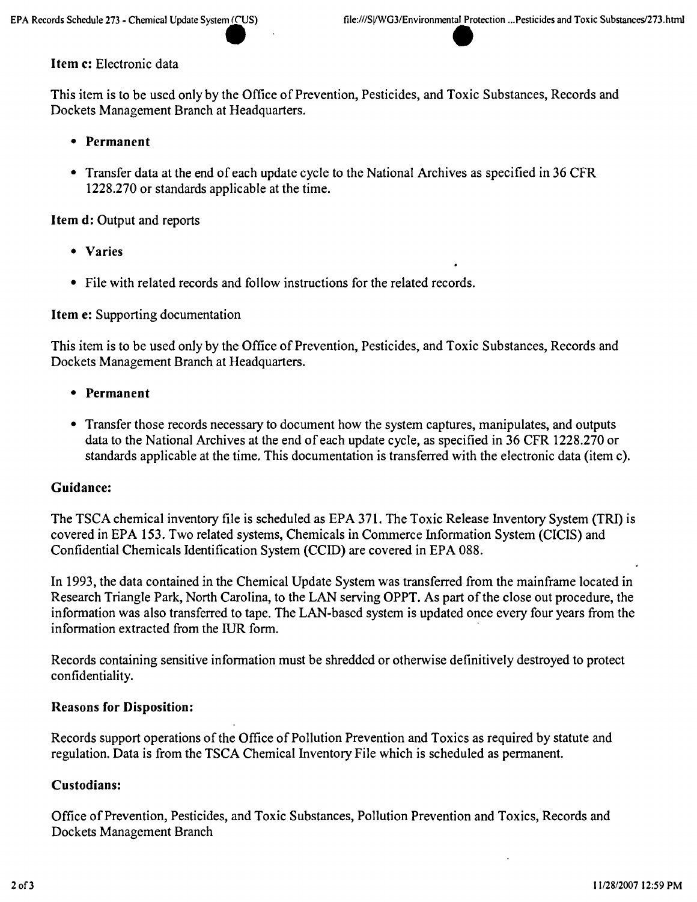**Item c:** Electronic data

This item is to be used only by the Office of Prevention, Pesticides, and Toxic Substances, Records and Dockets Management Branch at Headquarters.

- **Permanent**
- Transfer data at the end of each update cycle to the National Archives as specified in 36 CFR 1228.270 or standards applicable at the time.

**Item d:** Output and reports

- **Varies**
- File with related records and follow instructions for the related records.

**Item e:** Supporting documentation

This item is to be used only by the Office of Prevention, Pesticides, and Toxic Substances, Records and Dockets Management Branch at Headquarters.

- **Permanent**
- Transfer those records necessary to document how the system captures, manipulates, and outputs data to the National Archives at the end of each update cycle, as specified in 36 CFR 1228.270 or standards applicable at the time. This documentation is transferred with the electronic data (item c).

### Guidance:

The TSCA chemical inventory file is scheduled as EPA 371. The Toxic Release Inventory System (TRI) is covered in EPA 153. Two related systems, Chemicals in Commerce Information System (CICIS) and Confidential Chemicals Identification System (CCID) are covered in EPA 088.

In 1993, the data contained in the Chemical Update System was transferred from the mainframe located in Research Triangle Park, North Carolina, to the LAN serving OPPT. As part of the close out procedure, the information was also transferred to tape. The LAN-based system is updated once every four years from the information extracted from the IUR form.

Records containing sensitive information must be shredded or otherwise definitively destroyed to protect confidentiality.

### Reasons for Disposition:

Records support operations of the Office of Pollution Prevention and Toxics as required by statute and regulation. Data is from the TSCA Chemical Inventory File which is scheduled as permanent.

### Custodians:

Office of Prevention, Pesticides, and Toxic Substances, Pollution Prevention and Toxics, Records and Dockets Management Branch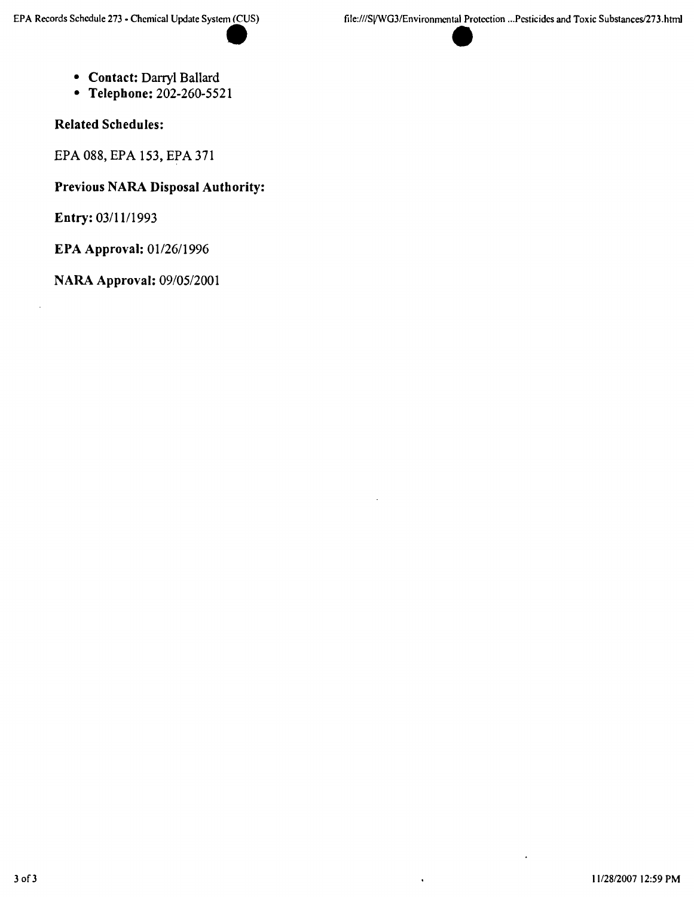- **Contact:** Darryl Ballard
- **Telephone:** 202-260-5521

**Related Schedules:**

EPA 088, EPA 153, EPA 371

**Previous NARA Disposal Authority:**

**Entry:** 03/11/1993

**EPA Approval:** 01/26/1996

**NARA Approval:** 09/05/2001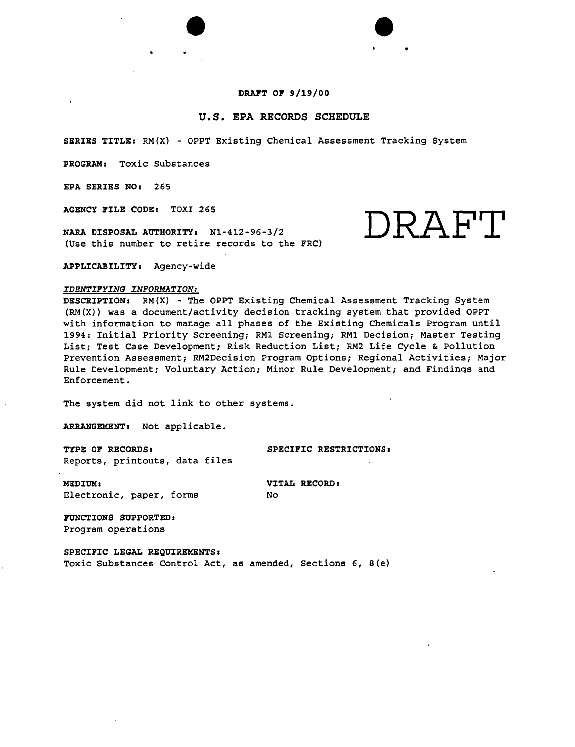**DRAFT OF 9/19/00**

## U.S. EPA RECORDS SCHEDULE

**SERIES TITLE:** RM(X) - OPPT Existing Chemical Assessment Tracking System

**PROGRAM:** Toxic Substances

**EPA SERIES NO:** 265

**AGENCY FILE CODE:** TOXI 265

**NARA DISPOSAL AUTHORITY:** N1-412-96-3/2
(Use this number to retire records to the FRC)

DRAFT

**APPLICABILITY:** Agency-wide

*IDENTIFYING INFORMATION:*

**DESCRIPTION:** RM(X) - The OPPT Existing Chemical Assessment Tracking System (RM(X)) was a document/activity decision tracking system that provided OPPT with information to manage all phases of the Existing Chemicals Program until 1994: Initial Priority Screening; RM1 Screening; RM1 Decision; Master Testing List; Test Case Development; Risk Reduction List; RM2 Life Cycle & Pollution Prevention Assessment; RM2Decision Program Options; Regional Activities; Major Rule Development; Voluntary Action; Minor Rule Development; and Findings and Enforcement.

The system did not link to other systems.

**ARRANGEMENT:** Not applicable.

**TYPE OF RECORDS:**
Reports, printouts, data files

**SPECIFIC RESTRICTIONS:**

**MEDIUM:**
Electronic, paper, forms

**VITAL RECORD:**
No

**FUNCTIONS SUPPORTED:**
Program operations

**SPECIFIC LEGAL REQUIREMENTS:**
Toxic Substances Control Act, as amended, Sections 6, 8(e)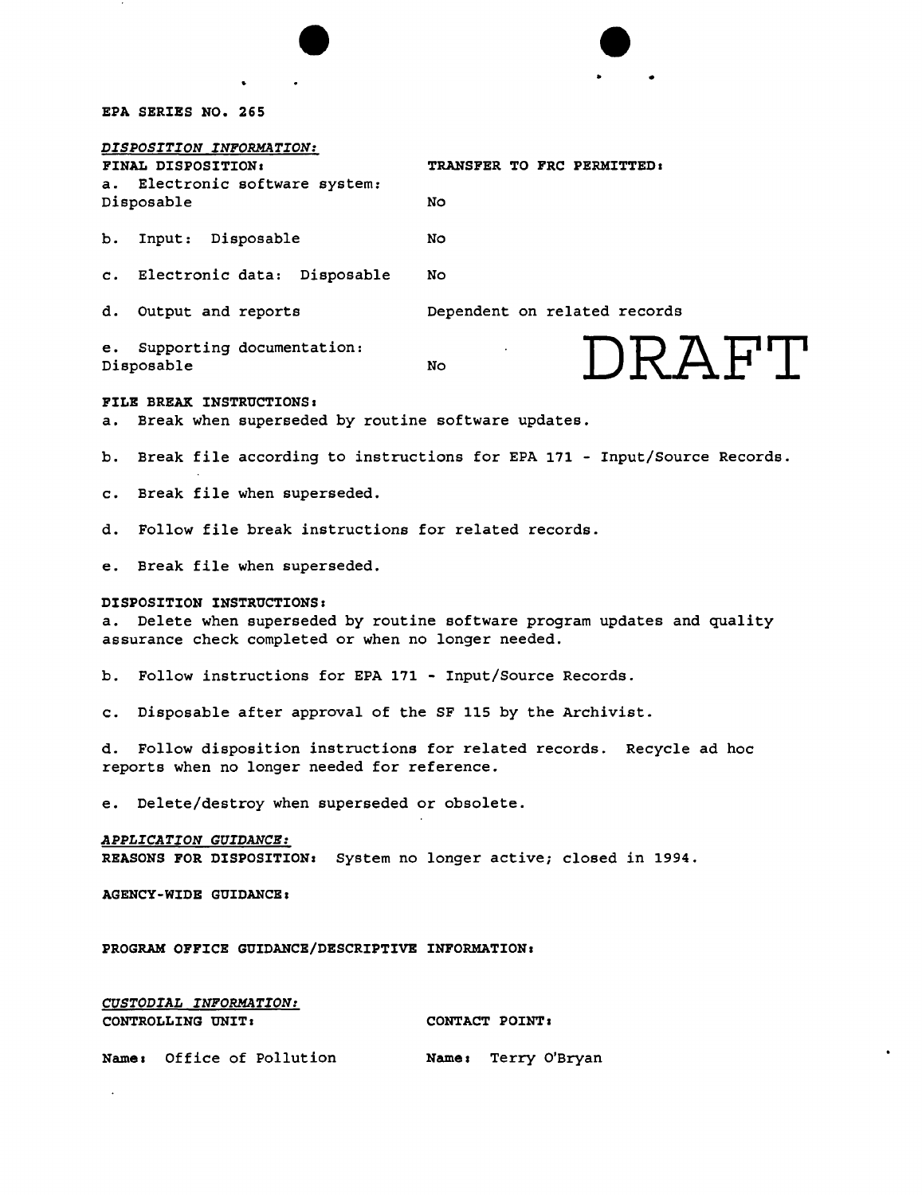EPA SERIES NO. 265

*DISPOSITION INFORMATION:*

| FINAL DISPOSITION: | TRANSFER TO FRC PERMITTED: |
|---|---|
| a. Electronic software system: Disposable | No |
| b. Input: Disposable | No |
| c. Electronic data: Disposable | No |
| d. Output and reports | Dependent on related records |
| e. Supporting documentation: Disposable | No |

DRAFT

**FILE BREAK INSTRUCTIONS:**

a. Break when superseded by routine software updates.

b. Break file according to instructions for EPA 171 - Input/Source Records.

c. Break file when superseded.

d. Follow file break instructions for related records.

e. Break file when superseded.

**DISPOSITION INSTRUCTIONS:**

a. Delete when superseded by routine software program updates and quality assurance check completed or when no longer needed.

b. Follow instructions for EPA 171 - Input/Source Records.

c. Disposable after approval of the SF 115 by the Archivist.

d. Follow disposition instructions for related records. Recycle ad hoc reports when no longer needed for reference.

e. Delete/destroy when superseded or obsolete.

*APPLICATION GUIDANCE:*

**REASONS FOR DISPOSITION:** System no longer active; closed in 1994.

**AGENCY-WIDE GUIDANCE:**

**PROGRAM OFFICE GUIDANCE/DESCRIPTIVE INFORMATION:**

*CUSTODIAL INFORMATION:*

| CONTROLLING UNIT: | CONTACT POINT: |
|---|---|
| **Name:** Office of Pollution | **Name:** Terry O'Bryan |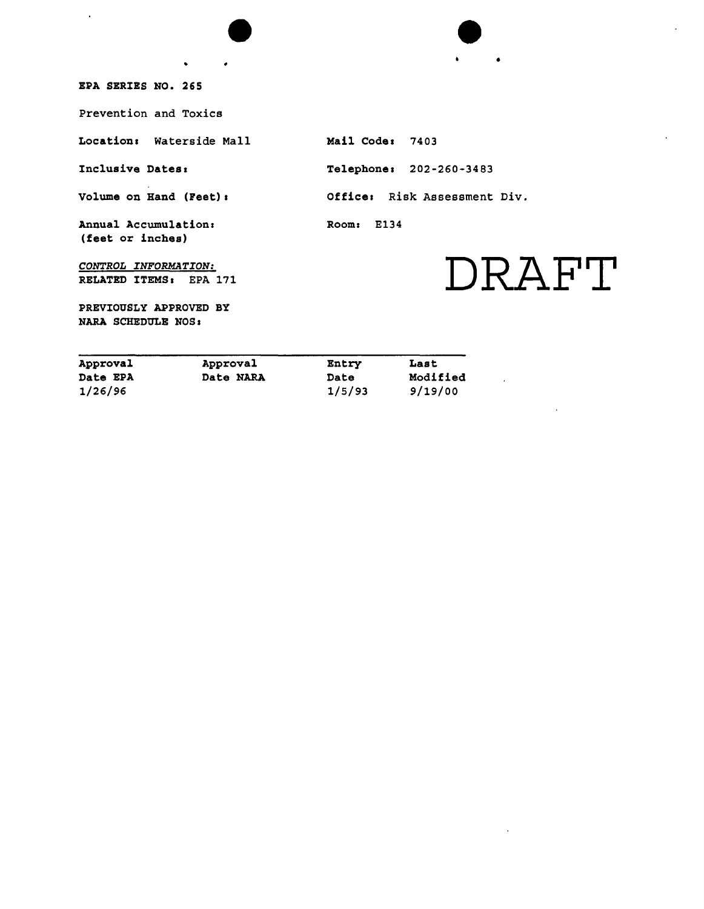**EPA SERIES NO. 265**

Prevention and Toxics

**Location:** Waterside Mall

**Mail Code:** 7403

**Inclusive Dates:**

**Telephone:** 202-260-3483

**Volume on Hand (Feet):**

**Office:** Risk Assessment Div.

**Annual Accumulation:**
**(feet or inches)**

**Room:** E134

DRAFT

*CONTROL INFORMATION:*
**RELATED ITEMS:** EPA 171

**PREVIOUSLY APPROVED BY NARA SCHEDULE NOS:**

| Approval Date EPA | Approval Date NARA | Entry Date | Last Modified |
|---|---|---|---|
| 1/26/96 | | 1/5/93 | 9/19/00 |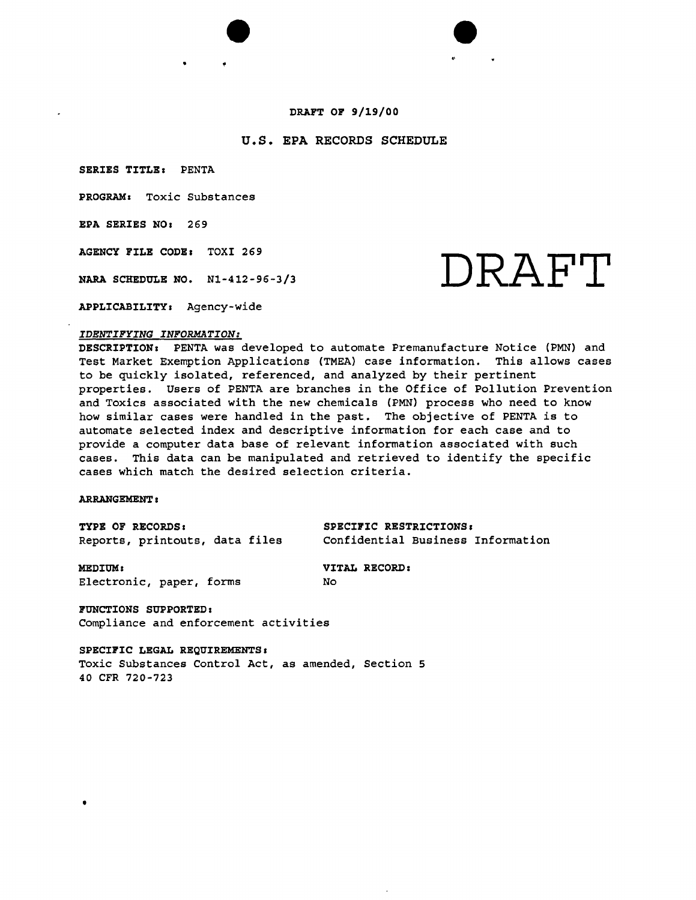DRAFT OF 9/19/00

# U.S. EPA RECORDS SCHEDULE

DRAFT

**SERIES TITLE:** PENTA

**PROGRAM:** Toxic Substances

**EPA SERIES NO:** 269

**AGENCY FILE CODE:** TOXI 269

**NARA SCHEDULE NO.** N1-412-96-3/3

**APPLICABILITY:** Agency-wide

*IDENTIFYING INFORMATION:*

**DESCRIPTION:** PENTA was developed to automate Premanufacture Notice (PMN) and Test Market Exemption Applications (TMEA) case information. This allows cases to be quickly isolated, referenced, and analyzed by their pertinent properties. Users of PENTA are branches in the Office of Pollution Prevention and Toxics associated with the new chemicals (PMN) process who need to know how similar cases were handled in the past. The objective of PENTA is to automate selected index and descriptive information for each case and to provide a computer data base of relevant information associated with such cases. This data can be manipulated and retrieved to identify the specific cases which match the desired selection criteria.

**ARRANGEMENT:**

**TYPE OF RECORDS:**
Reports, printouts, data files

**SPECIFIC RESTRICTIONS:**
Confidential Business Information

**MEDIUM:**
Electronic, paper, forms

**VITAL RECORD:**
No

**FUNCTIONS SUPPORTED:**
Compliance and enforcement activities

**SPECIFIC LEGAL REQUIREMENTS:**
Toxic Substances Control Act, as amended, Section 5
40 CFR 720-723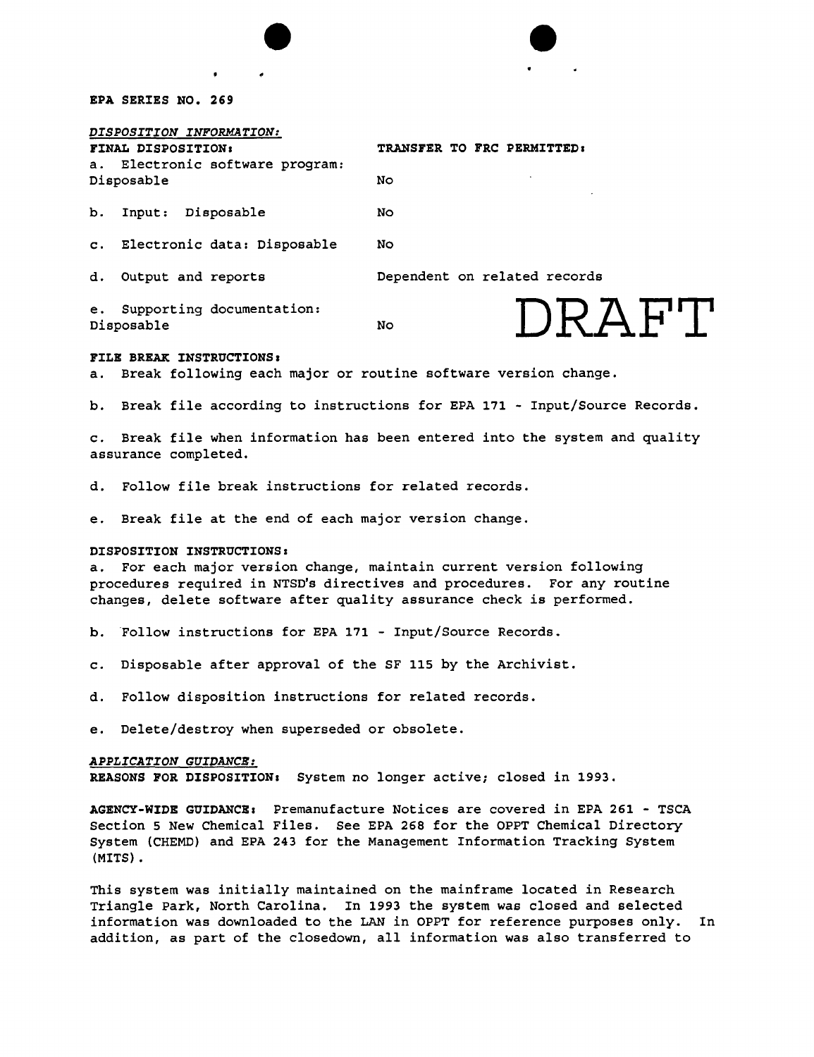**EPA SERIES NO. 269**

*DISPOSITION INFORMATION:*

| **FINAL DISPOSITION:** | **TRANSFER TO FRC PERMITTED:** |
|---|---|
| a. Electronic software program: Disposable | No |
| b. Input: Disposable | No |
| c. Electronic data: Disposable | No |
| d. Output and reports | Dependent on related records |
| e. Supporting documentation: Disposable | No |

DRAFT

**FILE BREAK INSTRUCTIONS:**

a. Break following each major or routine software version change.

b. Break file according to instructions for EPA 171 - Input/Source Records.

c. Break file when information has been entered into the system and quality assurance completed.

d. Follow file break instructions for related records.

e. Break file at the end of each major version change.

**DISPOSITION INSTRUCTIONS:**

a. For each major version change, maintain current version following procedures required in NTSD's directives and procedures. For any routine changes, delete software after quality assurance check is performed.

b. Follow instructions for EPA 171 - Input/Source Records.

c. Disposable after approval of the SF 115 by the Archivist.

d. Follow disposition instructions for related records.

e. Delete/destroy when superseded or obsolete.

*APPLICATION GUIDANCE:*

**REASONS FOR DISPOSITION:** System no longer active; closed in 1993.

**AGENCY-WIDE GUIDANCE:** Premanufacture Notices are covered in EPA 261 - TSCA Section 5 New Chemical Files. See EPA 268 for the OPPT Chemical Directory System (CHEMD) and EPA 243 for the Management Information Tracking System (MITS).

This system was initially maintained on the mainframe located in Research Triangle Park, North Carolina. In 1993 the system was closed and selected information was downloaded to the LAN in OPPT for reference purposes only. In addition, as part of the closedown, all information was also transferred to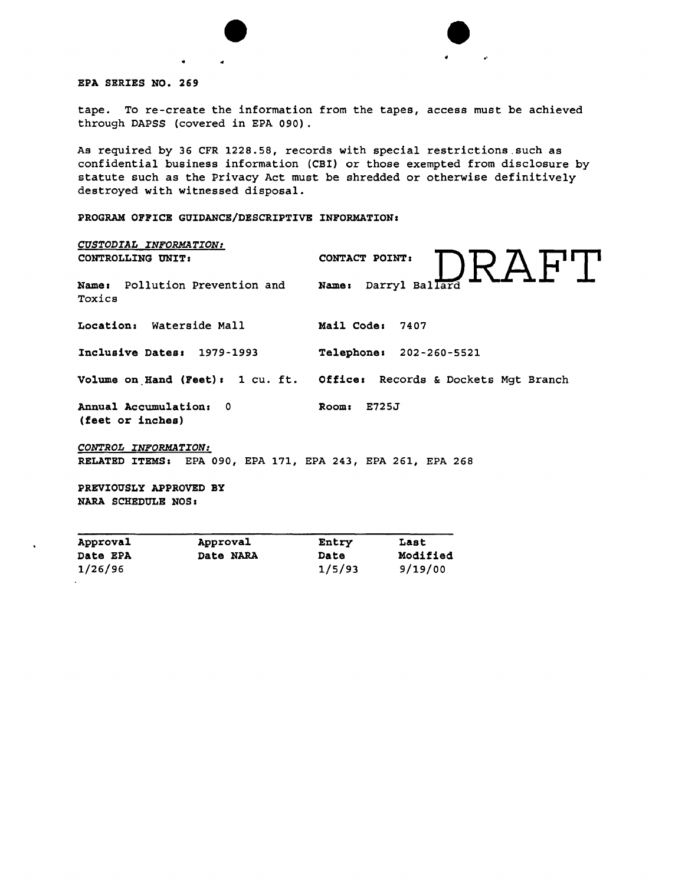**EPA SERIES NO. 269**

tape. To re-create the information from the tapes, access must be achieved through DAPSS (covered in EPA 090).

As required by 36 CFR 1228.58, records with special restrictions such as confidential business information (CBI) or those exempted from disclosure by statute such as the Privacy Act must be shredded or otherwise definitively destroyed with witnessed disposal.

**PROGRAM OFFICE GUIDANCE/DESCRIPTIVE INFORMATION:**

DRAFT

*CUSTODIAL INFORMATION:*

| **CONTROLLING UNIT:** | **CONTACT POINT:** |
|---|---|
| **Name:** Pollution Prevention and Toxics | **Name:** Darryl Ballard |
| **Location:** Waterside Mall | **Mail Code:** 7407 |
| **Inclusive Dates:** 1979-1993 | **Telephone:** 202-260-5521 |
| **Volume on Hand (Feet):** 1 cu. ft. | **Office:** Records & Dockets Mgt Branch |
| **Annual Accumulation:** 0 (feet or inches) | **Room:** E725J |

*CONTROL INFORMATION:*

**RELATED ITEMS:** EPA 090, EPA 171, EPA 243, EPA 261, EPA 268

**PREVIOUSLY APPROVED BY NARA SCHEDULE NOS:**

| Approval Date EPA | Approval Date NARA | Entry Date | Last Modified |
|---|---|---|---|
| 1/26/96 | | 1/5/93 | 9/19/00 |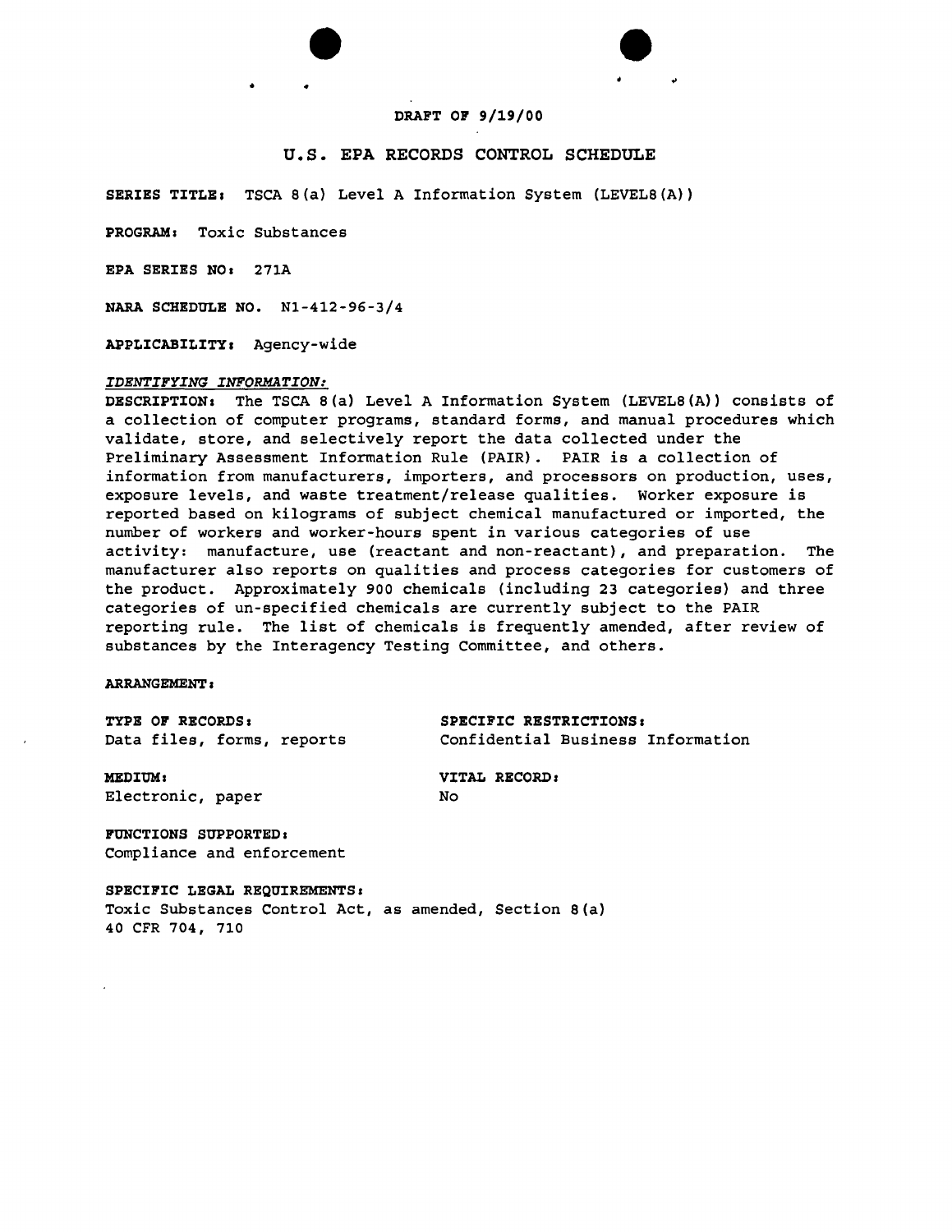DRAFT OF 9/19/00

# U.S. EPA RECORDS CONTROL SCHEDULE

**SERIES TITLE:** TSCA 8(a) Level A Information System (LEVEL8(A))

**PROGRAM:** Toxic Substances

**EPA SERIES NO:** 271A

**NARA SCHEDULE NO.** N1-412-96-3/4

**APPLICABILITY:** Agency-wide

*IDENTIFYING INFORMATION:*

**DESCRIPTION:** The TSCA 8(a) Level A Information System (LEVEL8(A)) consists of a collection of computer programs, standard forms, and manual procedures which validate, store, and selectively report the data collected under the Preliminary Assessment Information Rule (PAIR). PAIR is a collection of information from manufacturers, importers, and processors on production, uses, exposure levels, and waste treatment/release qualities. Worker exposure is reported based on kilograms of subject chemical manufactured or imported, the number of workers and worker-hours spent in various categories of use activity: manufacture, use (reactant and non-reactant), and preparation. The manufacturer also reports on qualities and process categories for customers of the product. Approximately 900 chemicals (including 23 categories) and three categories of un-specified chemicals are currently subject to the PAIR reporting rule. The list of chemicals is frequently amended, after review of substances by the Interagency Testing Committee, and others.

**ARRANGEMENT:**

**TYPE OF RECORDS:**
Data files, forms, reports

**SPECIFIC RESTRICTIONS:**
Confidential Business Information

**MEDIUM:**
Electronic, paper

**VITAL RECORD:**
No

**FUNCTIONS SUPPORTED:**
Compliance and enforcement

**SPECIFIC LEGAL REQUIREMENTS:**
Toxic Substances Control Act, as amended, Section 8(a)
40 CFR 704, 710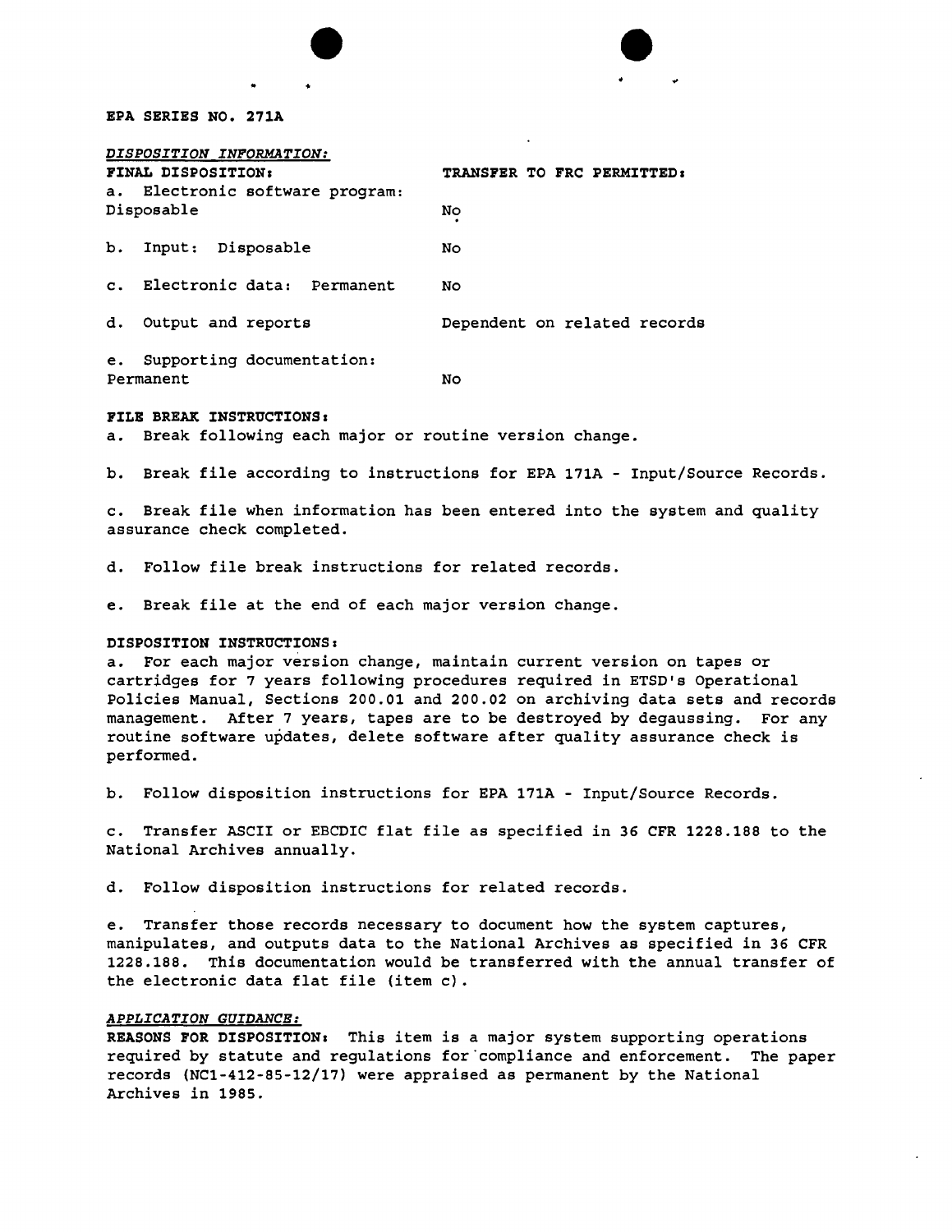**EPA SERIES NO. 271A**

*DISPOSITION INFORMATION:*

| **FINAL DISPOSITION:** | **TRANSFER TO FRC PERMITTED:** |
| --- | --- |
| a. Electronic software program: Disposable | No |
| b. Input: Disposable | No |
| c. Electronic data: Permanent | No |
| d. Output and reports | Dependent on related records |
| e. Supporting documentation: Permanent | No |

**FILE BREAK INSTRUCTIONS:**

a. Break following each major or routine version change.

b. Break file according to instructions for EPA 171A - Input/Source Records.

c. Break file when information has been entered into the system and quality assurance check completed.

d. Follow file break instructions for related records.

e. Break file at the end of each major version change.

**DISPOSITION INSTRUCTIONS:**

a. For each major version change, maintain current version on tapes or cartridges for 7 years following procedures required in ETSD's Operational Policies Manual, Sections 200.01 and 200.02 on archiving data sets and records management. After 7 years, tapes are to be destroyed by degaussing. For any routine software updates, delete software after quality assurance check is performed.

b. Follow disposition instructions for EPA 171A - Input/Source Records.

c. Transfer ASCII or EBCDIC flat file as specified in 36 CFR 1228.188 to the National Archives annually.

d. Follow disposition instructions for related records.

e. Transfer those records necessary to document how the system captures, manipulates, and outputs data to the National Archives as specified in 36 CFR 1228.188. This documentation would be transferred with the annual transfer of the electronic data flat file (item c).

*APPLICATION GUIDANCE:*

**REASONS FOR DISPOSITION:** This item is a major system supporting operations required by statute and regulations for compliance and enforcement. The paper records (NC1-412-85-12/17) were appraised as permanent by the National Archives in 1985.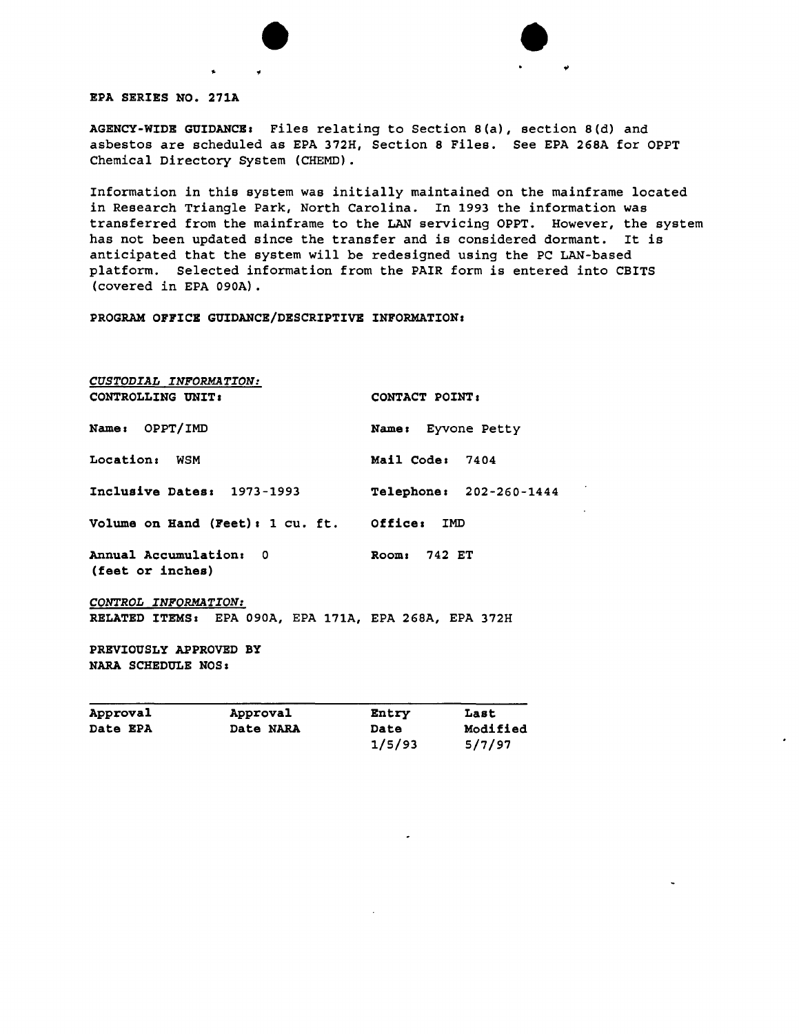**EPA SERIES NO. 271A**

**AGENCY-WIDE GUIDANCE:** Files relating to Section 8(a), section 8(d) and asbestos are scheduled as EPA 372H, Section 8 Files. See EPA 268A for OPPT Chemical Directory System (CHEMD).

Information in this system was initially maintained on the mainframe located in Research Triangle Park, North Carolina. In 1993 the information was transferred from the mainframe to the LAN servicing OPPT. However, the system has not been updated since the transfer and is considered dormant. It is anticipated that the system will be redesigned using the PC LAN-based platform. Selected information from the PAIR form is entered into CBITS (covered in EPA 090A).

**PROGRAM OFFICE GUIDANCE/DESCRIPTIVE INFORMATION:**

*CUSTODIAL INFORMATION:*

| | |
|---|---|
| **CONTROLLING UNIT:** | **CONTACT POINT:** |
| **Name:** OPPT/IMD | **Name:** Eyvone Petty |
| **Location:** WSM | **Mail Code:** 7404 |
| **Inclusive Dates:** 1973-1993 | **Telephone:** 202-260-1444 |
| **Volume on Hand (Feet):** 1 cu. ft. | **Office:** IMD |
| **Annual Accumulation:** 0 (feet or inches) | **Room:** 742 ET |

*CONTROL INFORMATION:*

**RELATED ITEMS:** EPA 090A, EPA 171A, EPA 268A, EPA 372H

**PREVIOUSLY APPROVED BY NARA SCHEDULE NOS:**

| Approval Date EPA | Approval Date NARA | Entry Date | Last Modified |
|---|---|---|---|
| | | 1/5/93 | 5/7/97 |